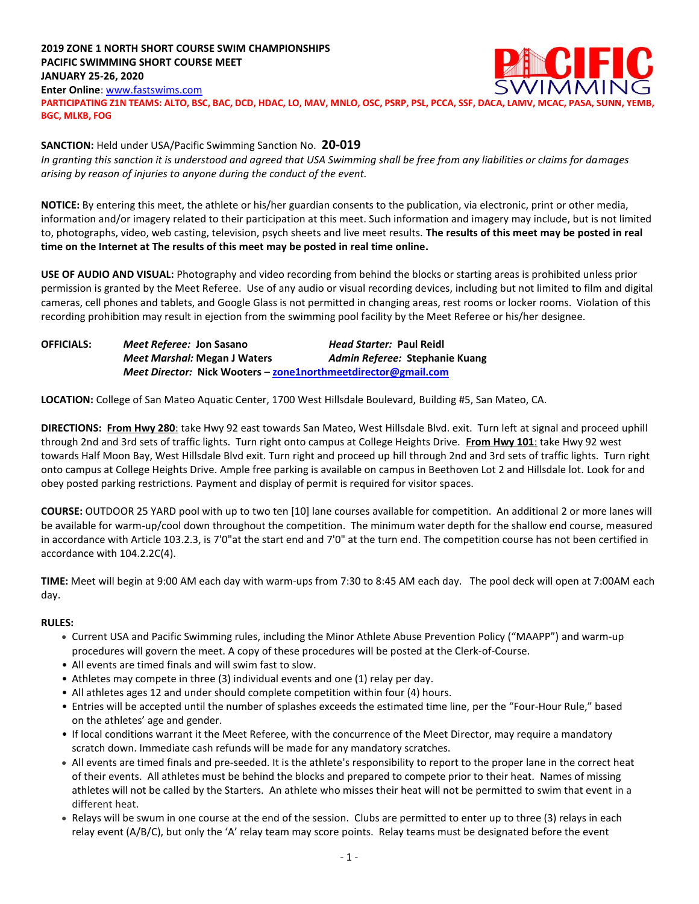**2019 ZONE 1 NORTH SHORT COURSE SWIM CHAMPIONSHIPS**
**PACIFIC SWIMMING SHORT COURSE MEET**
**JANUARY 25-26, 2020**
**Enter Online**: www.fastswims.com

**PARTICIPATING Z1N TEAMS: ALTO, BSC, BAC, DCD, HDAC, LO, MAV, MNLO, OSC, PSRP, PSL, PCCA, SSF, DACA, LAMV, MCAC, PASA, SUNN, YEMB, BGC, MLKB, FOG**

**SANCTION:** Held under USA/Pacific Swimming Sanction No. **20-019**
*In granting this sanction it is understood and agreed that USA Swimming shall be free from any liabilities or claims for damages arising by reason of injuries to anyone during the conduct of the event.*

**NOTICE:** By entering this meet, the athlete or his/her guardian consents to the publication, via electronic, print or other media, information and/or imagery related to their participation at this meet. Such information and imagery may include, but is not limited to, photographs, video, web casting, television, psych sheets and live meet results. **The results of this meet may be posted in real time on the Internet at The results of this meet may be posted in real time online.**

**USE OF AUDIO AND VISUAL:** Photography and video recording from behind the blocks or starting areas is prohibited unless prior permission is granted by the Meet Referee. Use of any audio or visual recording devices, including but not limited to film and digital cameras, cell phones and tablets, and Google Glass is not permitted in changing areas, rest rooms or locker rooms. Violation of this recording prohibition may result in ejection from the swimming pool facility by the Meet Referee or his/her designee.

**OFFICIALS:** *Meet Referee:* **Jon Sasano** — *Head Starter:* **Paul Reidl**
*Meet Marshal:* **Megan J Waters** — *Admin Referee:* **Stephanie Kuang**
*Meet Director:* **Nick Wooters – zone1northmeetdirector@gmail.com**

**LOCATION:** College of San Mateo Aquatic Center, 1700 West Hillsdale Boulevard, Building #5, San Mateo, CA.

**DIRECTIONS: From Hwy 280**: take Hwy 92 east towards San Mateo, West Hillsdale Blvd. exit. Turn left at signal and proceed uphill through 2nd and 3rd sets of traffic lights. Turn right onto campus at College Heights Drive. **From Hwy 101**: take Hwy 92 west towards Half Moon Bay, West Hillsdale Blvd exit. Turn right and proceed up hill through 2nd and 3rd sets of traffic lights. Turn right onto campus at College Heights Drive. Ample free parking is available on campus in Beethoven Lot 2 and Hillsdale lot. Look for and obey posted parking restrictions. Payment and display of permit is required for visitor spaces.

**COURSE:** OUTDOOR 25 YARD pool with up to two ten [10] lane courses available for competition. An additional 2 or more lanes will be available for warm-up/cool down throughout the competition. The minimum water depth for the shallow end course, measured in accordance with Article 103.2.3, is 7'0"at the start end and 7'0" at the turn end. The competition course has not been certified in accordance with 104.2.2C(4).

**TIME:** Meet will begin at 9:00 AM each day with warm-ups from 7:30 to 8:45 AM each day. The pool deck will open at 7:00AM each day.

**RULES:**

- Current USA and Pacific Swimming rules, including the Minor Athlete Abuse Prevention Policy ("MAAPP") and warm-up procedures will govern the meet. A copy of these procedures will be posted at the Clerk-of-Course.
- All events are timed finals and will swim fast to slow.
- Athletes may compete in three (3) individual events and one (1) relay per day.
- All athletes ages 12 and under should complete competition within four (4) hours.
- Entries will be accepted until the number of splashes exceeds the estimated time line, per the "Four-Hour Rule," based on the athletes' age and gender.
- If local conditions warrant it the Meet Referee, with the concurrence of the Meet Director, may require a mandatory scratch down. Immediate cash refunds will be made for any mandatory scratches.
- All events are timed finals and pre-seeded. It is the athlete's responsibility to report to the proper lane in the correct heat of their events. All athletes must be behind the blocks and prepared to compete prior to their heat. Names of missing athletes will not be called by the Starters. An athlete who misses their heat will not be permitted to swim that event in a different heat.
- Relays will be swum in one course at the end of the session. Clubs are permitted to enter up to three (3) relays in each relay event (A/B/C), but only the 'A' relay team may score points. Relay teams must be designated before the event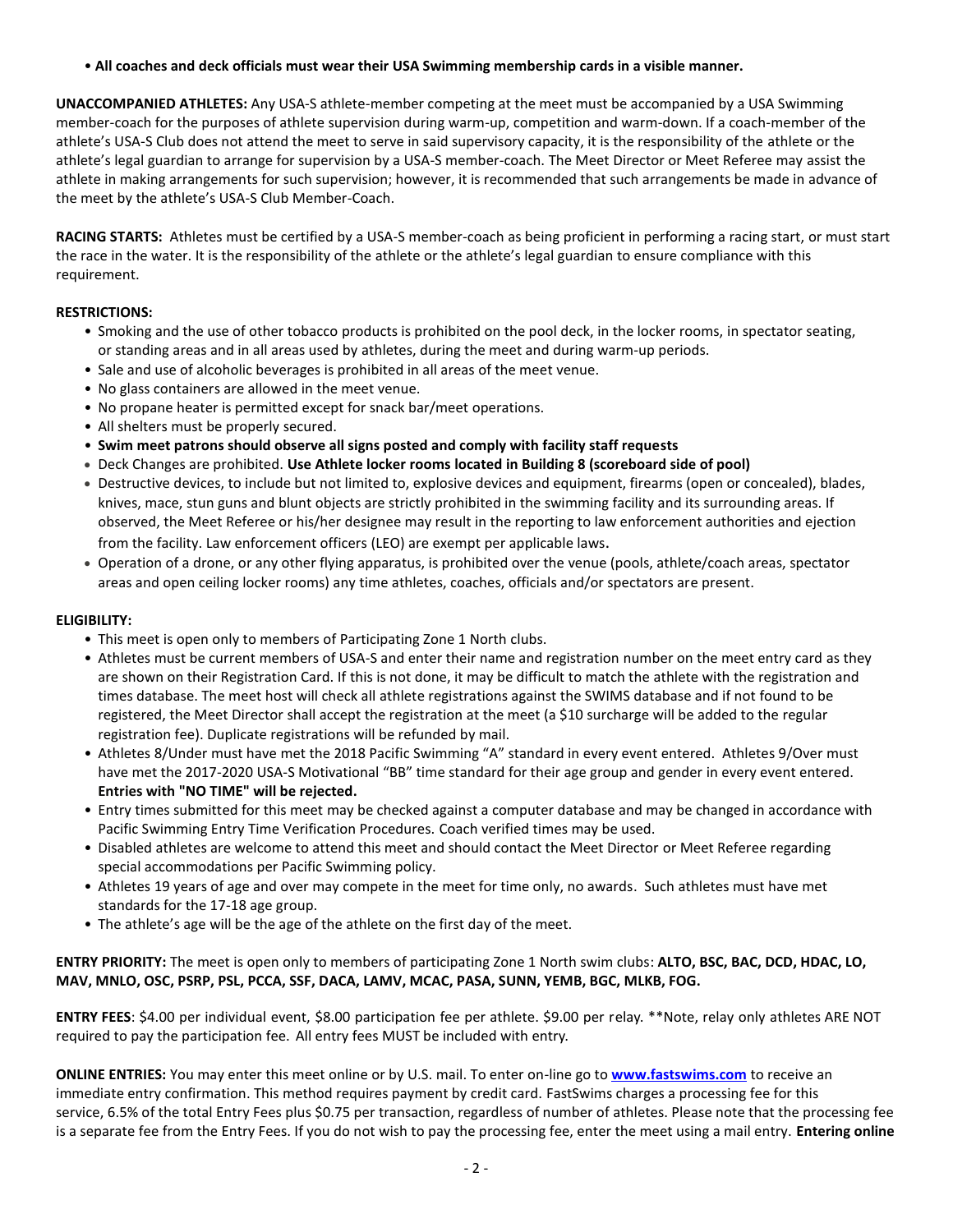- **All coaches and deck officials must wear their USA Swimming membership cards in a visible manner.**

**UNACCOMPANIED ATHLETES:** Any USA-S athlete-member competing at the meet must be accompanied by a USA Swimming member-coach for the purposes of athlete supervision during warm-up, competition and warm-down. If a coach-member of the athlete's USA-S Club does not attend the meet to serve in said supervisory capacity, it is the responsibility of the athlete or the athlete's legal guardian to arrange for supervision by a USA-S member-coach. The Meet Director or Meet Referee may assist the athlete in making arrangements for such supervision; however, it is recommended that such arrangements be made in advance of the meet by the athlete's USA-S Club Member-Coach.

**RACING STARTS:** Athletes must be certified by a USA-S member-coach as being proficient in performing a racing start, or must start the race in the water. It is the responsibility of the athlete or the athlete's legal guardian to ensure compliance with this requirement.

**RESTRICTIONS:**

- Smoking and the use of other tobacco products is prohibited on the pool deck, in the locker rooms, in spectator seating, or standing areas and in all areas used by athletes, during the meet and during warm-up periods.
- Sale and use of alcoholic beverages is prohibited in all areas of the meet venue.
- No glass containers are allowed in the meet venue.
- No propane heater is permitted except for snack bar/meet operations.
- All shelters must be properly secured.
- **Swim meet patrons should observe all signs posted and comply with facility staff requests**
- Deck Changes are prohibited. **Use Athlete locker rooms located in Building 8 (scoreboard side of pool)**
- Destructive devices, to include but not limited to, explosive devices and equipment, firearms (open or concealed), blades, knives, mace, stun guns and blunt objects are strictly prohibited in the swimming facility and its surrounding areas. If observed, the Meet Referee or his/her designee may result in the reporting to law enforcement authorities and ejection from the facility. Law enforcement officers (LEO) are exempt per applicable laws.
- Operation of a drone, or any other flying apparatus, is prohibited over the venue (pools, athlete/coach areas, spectator areas and open ceiling locker rooms) any time athletes, coaches, officials and/or spectators are present.

**ELIGIBILITY:**

- This meet is open only to members of Participating Zone 1 North clubs.
- Athletes must be current members of USA-S and enter their name and registration number on the meet entry card as they are shown on their Registration Card. If this is not done, it may be difficult to match the athlete with the registration and times database. The meet host will check all athlete registrations against the SWIMS database and if not found to be registered, the Meet Director shall accept the registration at the meet (a $10 surcharge will be added to the regular registration fee). Duplicate registrations will be refunded by mail.
- Athletes 8/Under must have met the 2018 Pacific Swimming "A" standard in every event entered. Athletes 9/Over must have met the 2017-2020 USA-S Motivational "BB" time standard for their age group and gender in every event entered. **Entries with "NO TIME" will be rejected.**
- Entry times submitted for this meet may be checked against a computer database and may be changed in accordance with Pacific Swimming Entry Time Verification Procedures. Coach verified times may be used.
- Disabled athletes are welcome to attend this meet and should contact the Meet Director or Meet Referee regarding special accommodations per Pacific Swimming policy.
- Athletes 19 years of age and over may compete in the meet for time only, no awards. Such athletes must have met standards for the 17-18 age group.
- The athlete's age will be the age of the athlete on the first day of the meet.

**ENTRY PRIORITY:** The meet is open only to members of participating Zone 1 North swim clubs: **ALTO, BSC, BAC, DCD, HDAC, LO, MAV, MNLO, OSC, PSRP, PSL, PCCA, SSF, DACA, LAMV, MCAC, PASA, SUNN, YEMB, BGC, MLKB, FOG.**

**ENTRY FEES**: $4.00 per individual event, $8.00 participation fee per athlete. $9.00 per relay. **Note, relay only athletes ARE NOT required to pay the participation fee. All entry fees MUST be included with entry.

**ONLINE ENTRIES:** You may enter this meet online or by U.S. mail. To enter on-line go to **www.fastswims.com** to receive an immediate entry confirmation. This method requires payment by credit card. FastSwims charges a processing fee for this service, 6.5% of the total Entry Fees plus $0.75 per transaction, regardless of number of athletes. Please note that the processing fee is a separate fee from the Entry Fees. If you do not wish to pay the processing fee, enter the meet using a mail entry. **Entering online**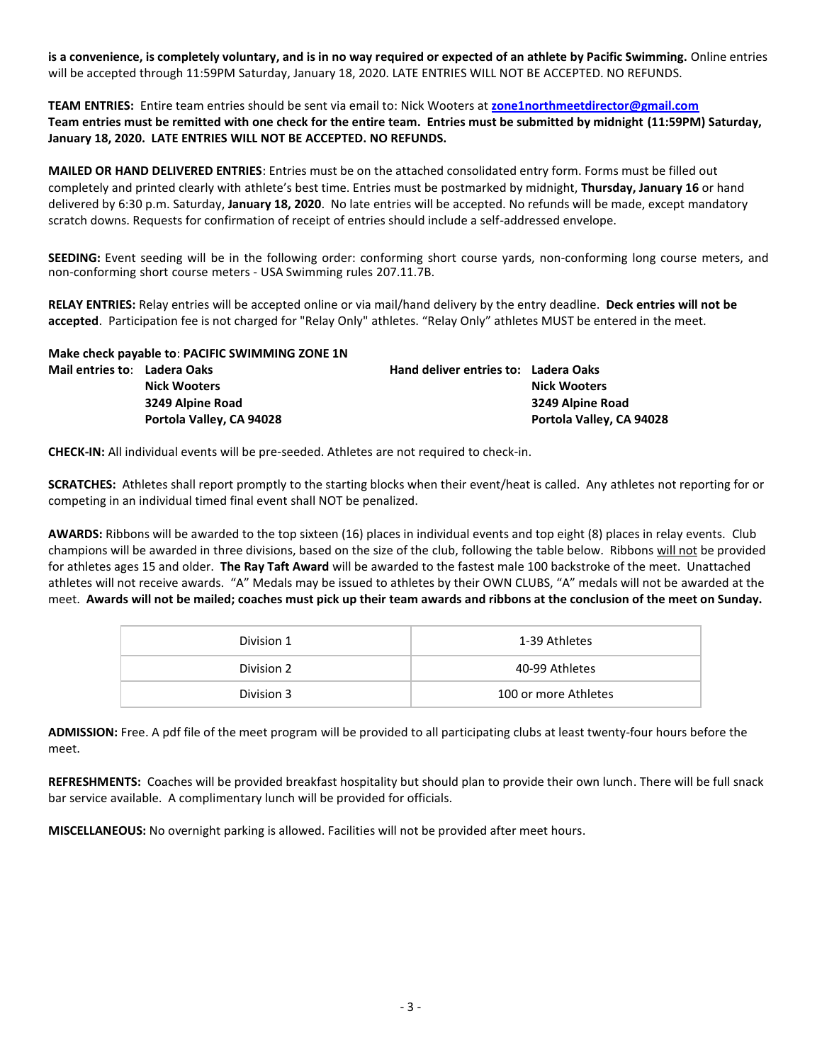**is a convenience, is completely voluntary, and is in no way required or expected of an athlete by Pacific Swimming.** Online entries will be accepted through 11:59PM Saturday, January 18, 2020. LATE ENTRIES WILL NOT BE ACCEPTED. NO REFUNDS.

**TEAM ENTRIES:** Entire team entries should be sent via email to: Nick Wooters at **zone1northmeetdirector@gmail.com**
**Team entries must be remitted with one check for the entire team. Entries must be submitted by midnight (11:59PM) Saturday, January 18, 2020. LATE ENTRIES WILL NOT BE ACCEPTED. NO REFUNDS.**

**MAILED OR HAND DELIVERED ENTRIES**: Entries must be on the attached consolidated entry form. Forms must be filled out completely and printed clearly with athlete's best time. Entries must be postmarked by midnight, **Thursday, January 16** or hand delivered by 6:30 p.m. Saturday, **January 18, 2020**. No late entries will be accepted. No refunds will be made, except mandatory scratch downs. Requests for confirmation of receipt of entries should include a self-addressed envelope.

**SEEDING:** Event seeding will be in the following order: conforming short course yards, non-conforming long course meters, and non-conforming short course meters - USA Swimming rules 207.11.7B.

**RELAY ENTRIES:** Relay entries will be accepted online or via mail/hand delivery by the entry deadline. **Deck entries will not be accepted**. Participation fee is not charged for "Relay Only" athletes. "Relay Only" athletes MUST be entered in the meet.

**Make check payable to**: **PACIFIC SWIMMING ZONE 1N**

**Mail entries to**: **Ladera Oaks**
**Nick Wooters**
**3249 Alpine Road**
**Portola Valley, CA 94028**

**Hand deliver entries to: Ladera Oaks**
**Nick Wooters**
**3249 Alpine Road**
**Portola Valley, CA 94028**

**CHECK-IN:** All individual events will be pre-seeded. Athletes are not required to check-in.

**SCRATCHES:** Athletes shall report promptly to the starting blocks when their event/heat is called. Any athletes not reporting for or competing in an individual timed final event shall NOT be penalized.

**AWARDS:** Ribbons will be awarded to the top sixteen (16) places in individual events and top eight (8) places in relay events. Club champions will be awarded in three divisions, based on the size of the club, following the table below. Ribbons will not be provided for athletes ages 15 and older. **The Ray Taft Award** will be awarded to the fastest male 100 backstroke of the meet. Unattached athletes will not receive awards. "A" Medals may be issued to athletes by their OWN CLUBS, "A" medals will not be awarded at the meet. **Awards will not be mailed; coaches must pick up their team awards and ribbons at the conclusion of the meet on Sunday.**

| Division | Athletes |
|---|---|
| Division 1 | 1-39 Athletes |
| Division 2 | 40-99 Athletes |
| Division 3 | 100 or more Athletes |

**ADMISSION:** Free. A pdf file of the meet program will be provided to all participating clubs at least twenty-four hours before the meet.

**REFRESHMENTS:** Coaches will be provided breakfast hospitality but should plan to provide their own lunch. There will be full snack bar service available. A complimentary lunch will be provided for officials.

**MISCELLANEOUS:** No overnight parking is allowed. Facilities will not be provided after meet hours.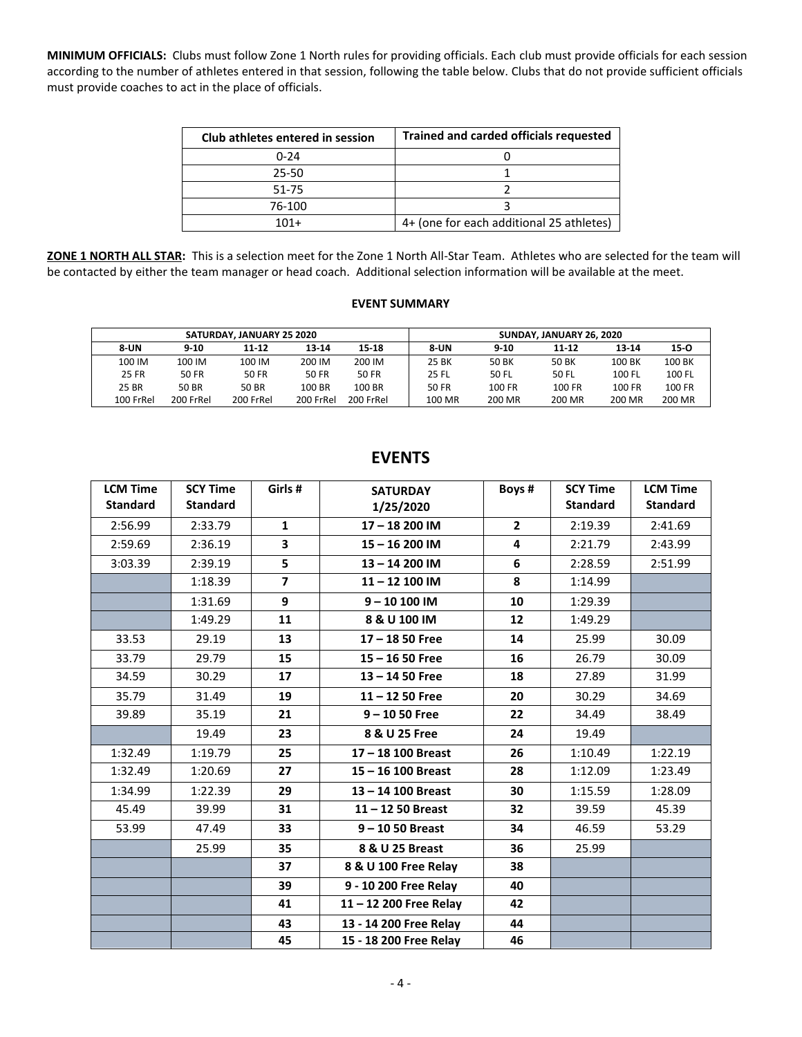**MINIMUM OFFICIALS:** Clubs must follow Zone 1 North rules for providing officials. Each club must provide officials for each session according to the number of athletes entered in that session, following the table below. Clubs that do not provide sufficient officials must provide coaches to act in the place of officials.

| Club athletes entered in session | Trained and carded officials requested |
|---|---|
| 0-24 | 0 |
| 25-50 | 1 |
| 51-75 | 2 |
| 76-100 | 3 |
| 101+ | 4+ (one for each additional 25 athletes) |

**ZONE 1 NORTH ALL STAR:** This is a selection meet for the Zone 1 North All-Star Team. Athletes who are selected for the team will be contacted by either the team manager or head coach. Additional selection information will be available at the meet.

**EVENT SUMMARY**

| SATURDAY, JANUARY 25 2020 | | | | | SUNDAY, JANUARY 26, 2020 | | | | |
|---|---|---|---|---|---|---|---|---|---|
| 8-UN | 9-10 | 11-12 | 13-14 | 15-18 | 8-UN | 9-10 | 11-12 | 13-14 | 15-O |
| 100 IM | 100 IM | 100 IM | 200 IM | 200 IM | 25 BK | 50 BK | 50 BK | 100 BK | 100 BK |
| 25 FR | 50 FR | 50 FR | 50 FR | 50 FR | 25 FL | 50 FL | 50 FL | 100 FL | 100 FL |
| 25 BR | 50 BR | 50 BR | 100 BR | 100 BR | 50 FR | 100 FR | 100 FR | 100 FR | 100 FR |
| 100 FrRel | 200 FrRel | 200 FrRel | 200 FrRel | 200 FrRel | 100 MR | 200 MR | 200 MR | 200 MR | 200 MR |

## EVENTS

| LCM Time Standard | SCY Time Standard | Girls # | SATURDAY 1/25/2020 | Boys # | SCY Time Standard | LCM Time Standard |
|---|---|---|---|---|---|---|
| 2:56.99 | 2:33.79 | 1 | 17 – 18 200 IM | 2 | 2:19.39 | 2:41.69 |
| 2:59.69 | 2:36.19 | 3 | 15 – 16 200 IM | 4 | 2:21.79 | 2:43.99 |
| 3:03.39 | 2:39.19 | 5 | 13 – 14 200 IM | 6 | 2:28.59 | 2:51.99 |
| | 1:18.39 | 7 | 11 – 12 100 IM | 8 | 1:14.99 | |
| | 1:31.69 | 9 | 9 – 10 100 IM | 10 | 1:29.39 | |
| | 1:49.29 | 11 | 8 & U 100 IM | 12 | 1:49.29 | |
| 33.53 | 29.19 | 13 | 17 – 18 50 Free | 14 | 25.99 | 30.09 |
| 33.79 | 29.79 | 15 | 15 – 16 50 Free | 16 | 26.79 | 30.09 |
| 34.59 | 30.29 | 17 | 13 – 14 50 Free | 18 | 27.89 | 31.99 |
| 35.79 | 31.49 | 19 | 11 – 12 50 Free | 20 | 30.29 | 34.69 |
| 39.89 | 35.19 | 21 | 9 – 10 50 Free | 22 | 34.49 | 38.49 |
| | 19.49 | 23 | 8 & U 25 Free | 24 | 19.49 | |
| 1:32.49 | 1:19.79 | 25 | 17 – 18 100 Breast | 26 | 1:10.49 | 1:22.19 |
| 1:32.49 | 1:20.69 | 27 | 15 – 16 100 Breast | 28 | 1:12.09 | 1:23.49 |
| 1:34.99 | 1:22.39 | 29 | 13 – 14 100 Breast | 30 | 1:15.59 | 1:28.09 |
| 45.49 | 39.99 | 31 | 11 – 12 50 Breast | 32 | 39.59 | 45.39 |
| 53.99 | 47.49 | 33 | 9 – 10 50 Breast | 34 | 46.59 | 53.29 |
| | 25.99 | 35 | 8 & U 25 Breast | 36 | 25.99 | |
| | | 37 | 8 & U 100 Free Relay | 38 | | |
| | | 39 | 9 - 10 200 Free Relay | 40 | | |
| | | 41 | 11 – 12 200 Free Relay | 42 | | |
| | | 43 | 13 - 14 200 Free Relay | 44 | | |
| | | 45 | 15 - 18 200 Free Relay | 46 | | |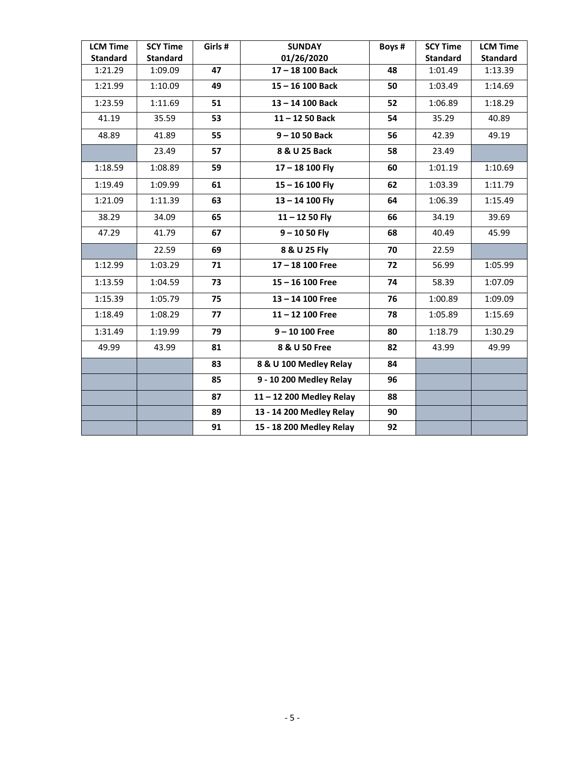| LCM Time Standard | SCY Time Standard | Girls # | SUNDAY 01/26/2020 | Boys # | SCY Time Standard | LCM Time Standard |
|---|---|---|---|---|---|---|
| 1:21.29 | 1:09.09 | **47** | **17 – 18 100 Back** | **48** | 1:01.49 | 1:13.39 |
| 1:21.99 | 1:10.09 | **49** | **15 – 16 100 Back** | **50** | 1:03.49 | 1:14.69 |
| 1:23.59 | 1:11.69 | **51** | **13 – 14 100 Back** | **52** | 1:06.89 | 1:18.29 |
| 41.19 | 35.59 | **53** | **11 – 12 50 Back** | **54** | 35.29 | 40.89 |
| 48.89 | 41.89 | **55** | **9 – 10 50 Back** | **56** | 42.39 | 49.19 |
| | 23.49 | **57** | **8 & U 25 Back** | **58** | 23.49 | |
| 1:18.59 | 1:08.89 | **59** | **17 – 18 100 Fly** | **60** | 1:01.19 | 1:10.69 |
| 1:19.49 | 1:09.99 | **61** | **15 – 16 100 Fly** | **62** | 1:03.39 | 1:11.79 |
| 1:21.09 | 1:11.39 | **63** | **13 – 14 100 Fly** | **64** | 1:06.39 | 1:15.49 |
| 38.29 | 34.09 | **65** | **11 – 12 50 Fly** | **66** | 34.19 | 39.69 |
| 47.29 | 41.79 | **67** | **9 – 10 50 Fly** | **68** | 40.49 | 45.99 |
| | 22.59 | **69** | **8 & U 25 Fly** | **70** | 22.59 | |
| 1:12.99 | 1:03.29 | **71** | **17 – 18 100 Free** | **72** | 56.99 | 1:05.99 |
| 1:13.59 | 1:04.59 | **73** | **15 – 16 100 Free** | **74** | 58.39 | 1:07.09 |
| 1:15.39 | 1:05.79 | **75** | **13 – 14 100 Free** | **76** | 1:00.89 | 1:09.09 |
| 1:18.49 | 1:08.29 | **77** | **11 – 12 100 Free** | **78** | 1:05.89 | 1:15.69 |
| 1:31.49 | 1:19.99 | **79** | **9 – 10 100 Free** | **80** | 1:18.79 | 1:30.29 |
| 49.99 | 43.99 | **81** | **8 & U 50 Free** | **82** | 43.99 | 49.99 |
| | | **83** | **8 & U 100 Medley Relay** | **84** | | |
| | | **85** | **9 - 10 200 Medley Relay** | **96** | | |
| | | **87** | **11 – 12 200 Medley Relay** | **88** | | |
| | | **89** | **13 - 14 200 Medley Relay** | **90** | | |
| | | **91** | **15 - 18 200 Medley Relay** | **92** | | |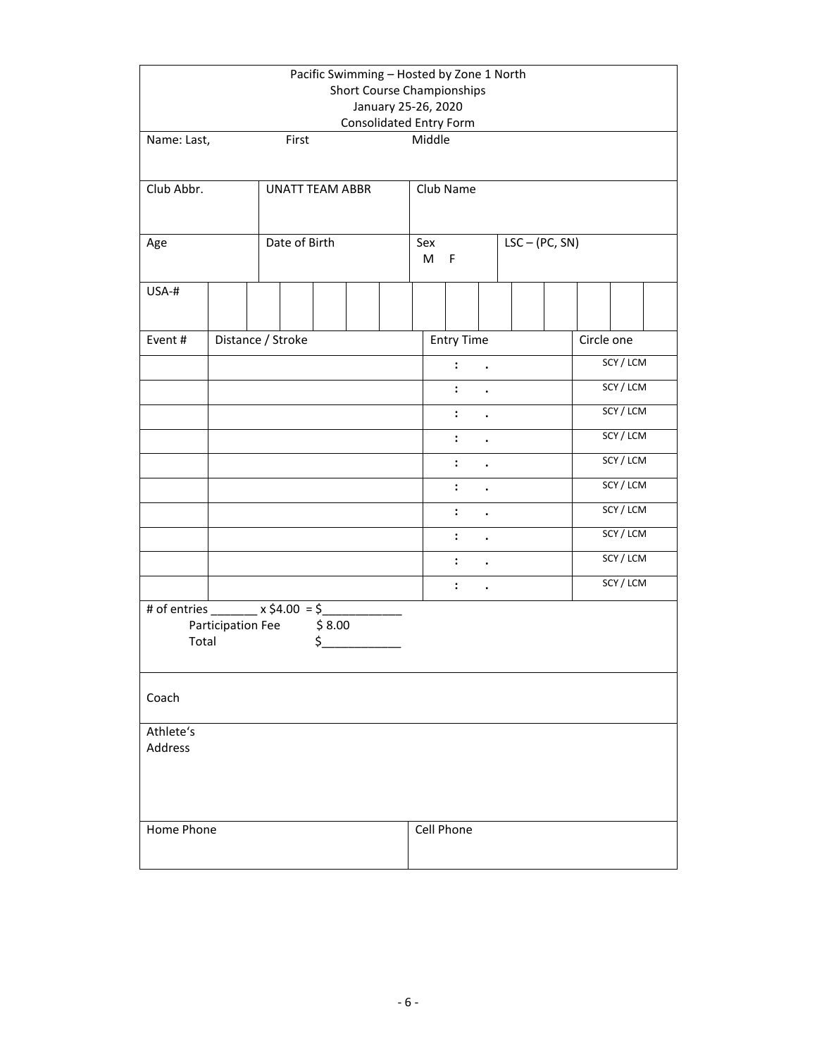Pacific Swimming – Hosted by Zone 1 North
Short Course Championships
January 25-26, 2020
Consolidated Entry Form

| Name: Last, | First | Middle | |
|---|---|---|---|
| Club Abbr. | UNATT TEAM ABBR | Club Name | |
| Age | Date of Birth | Sex M F | LSC – (PC, SN) |

| USA-# | | | | | | | | | | | | | | |
|---|---|---|---|---|---|---|---|---|---|---|---|---|---|---|
| | | | | | | | | | | | | | | |

| Event # | Distance / Stroke | Entry Time | Circle one |
|---|---|---|---|
| | | : . | SCY / LCM |
| | | : . | SCY / LCM |
| | | : . | SCY / LCM |
| | | : . | SCY / LCM |
| | | : . | SCY / LCM |
| | | : . | SCY / LCM |
| | | : . | SCY / LCM |
| | | : . | SCY / LCM |
| | | : . | SCY / LCM |
| | | : . | SCY / LCM |

# of entries _______ x $4.00 = $____________
Participation Fee $ 8.00
Total $____________

| | |
|---|---|
| Coach | |
| Athlete's Address | |
| Home Phone | Cell Phone |